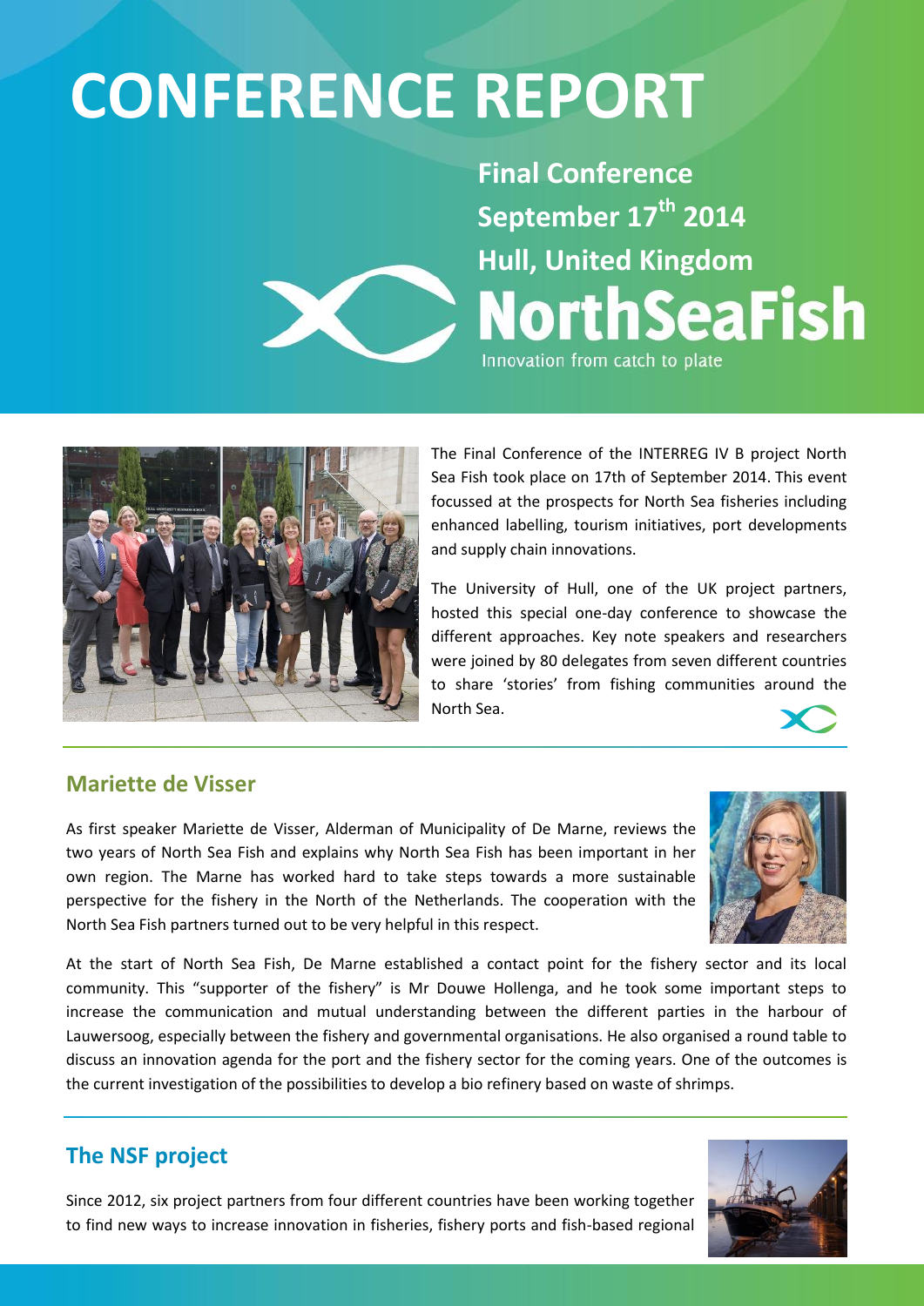# CONFERENCE REPORT

**Final Conference**
**September 17th 2014**
**Hull, United Kingdom**

**NorthSeaFish**
Innovation from catch to plate

The Final Conference of the INTERREG IV B project North Sea Fish took place on 17th of September 2014. This event focussed at the prospects for North Sea fisheries including enhanced labelling, tourism initiatives, port developments and supply chain innovations.

The University of Hull, one of the UK project partners, hosted this special one-day conference to showcase the different approaches. Key note speakers and researchers were joined by 80 delegates from seven different countries to share 'stories' from fishing communities around the North Sea.

## Mariette de Visser

As first speaker Mariette de Visser, Alderman of Municipality of De Marne, reviews the two years of North Sea Fish and explains why North Sea Fish has been important in her own region. The Marne has worked hard to take steps towards a more sustainable perspective for the fishery in the North of the Netherlands. The cooperation with the North Sea Fish partners turned out to be very helpful in this respect.

At the start of North Sea Fish, De Marne established a contact point for the fishery sector and its local community. This "supporter of the fishery" is Mr Douwe Hollenga, and he took some important steps to increase the communication and mutual understanding between the different parties in the harbour of Lauwersoog, especially between the fishery and governmental organisations. He also organised a round table to discuss an innovation agenda for the port and the fishery sector for the coming years. One of the outcomes is the current investigation of the possibilities to develop a bio refinery based on waste of shrimps.

## The NSF project

Since 2012, six project partners from four different countries have been working together to find new ways to increase innovation in fisheries, fishery ports and fish-based regional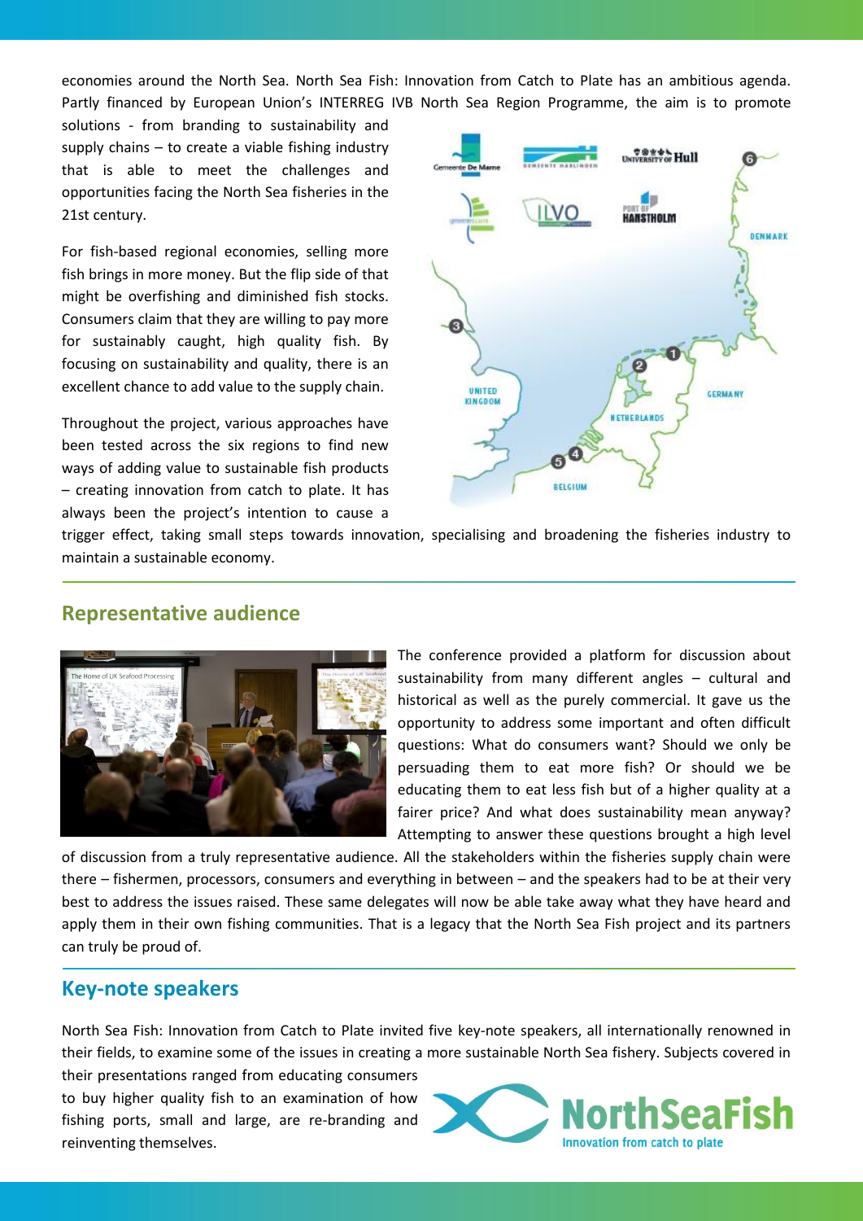economies around the North Sea. North Sea Fish: Innovation from Catch to Plate has an ambitious agenda. Partly financed by European Union's INTERREG IVB North Sea Region Programme, the aim is to promote solutions - from branding to sustainability and supply chains – to create a viable fishing industry that is able to meet the challenges and opportunities facing the North Sea fisheries in the 21st century.

For fish-based regional economies, selling more fish brings in more money. But the flip side of that might be overfishing and diminished fish stocks. Consumers claim that they are willing to pay more for sustainably caught, high quality fish. By focusing on sustainability and quality, there is an excellent chance to add value to the supply chain.

Throughout the project, various approaches have been tested across the six regions to find new ways of adding value to sustainable fish products – creating innovation from catch to plate. It has always been the project's intention to cause a trigger effect, taking small steps towards innovation, specialising and broadening the fisheries industry to maintain a sustainable economy.

## Representative audience

The conference provided a platform for discussion about sustainability from many different angles – cultural and historical as well as the purely commercial. It gave us the opportunity to address some important and often difficult questions: What do consumers want? Should we only be persuading them to eat more fish? Or should we be educating them to eat less fish but of a higher quality at a fairer price? And what does sustainability mean anyway? Attempting to answer these questions brought a high level of discussion from a truly representative audience. All the stakeholders within the fisheries supply chain were there – fishermen, processors, consumers and everything in between – and the speakers had to be at their very best to address the issues raised. These same delegates will now be able take away what they have heard and apply them in their own fishing communities. That is a legacy that the North Sea Fish project and its partners can truly be proud of.

## Key-note speakers

North Sea Fish: Innovation from Catch to Plate invited five key-note speakers, all internationally renowned in their fields, to examine some of the issues in creating a more sustainable North Sea fishery. Subjects covered in their presentations ranged from educating consumers to buy higher quality fish to an examination of how fishing ports, small and large, are re-branding and reinventing themselves.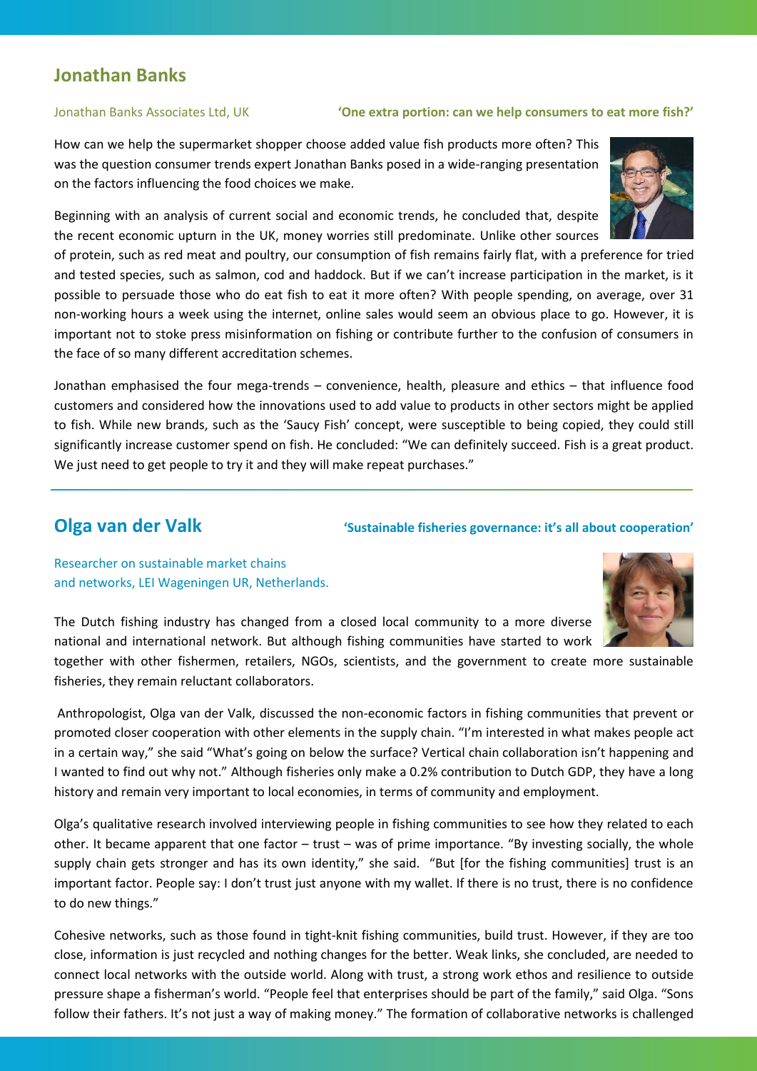## Jonathan Banks

Jonathan Banks Associates Ltd, UK

**'One extra portion: can we help consumers to eat more fish?'**

How can we help the supermarket shopper choose added value fish products more often? This was the question consumer trends expert Jonathan Banks posed in a wide-ranging presentation on the factors influencing the food choices we make.

Beginning with an analysis of current social and economic trends, he concluded that, despite the recent economic upturn in the UK, money worries still predominate. Unlike other sources of protein, such as red meat and poultry, our consumption of fish remains fairly flat, with a preference for tried and tested species, such as salmon, cod and haddock. But if we can't increase participation in the market, is it possible to persuade those who do eat fish to eat it more often? With people spending, on average, over 31 non-working hours a week using the internet, online sales would seem an obvious place to go. However, it is important not to stoke press misinformation on fishing or contribute further to the confusion of consumers in the face of so many different accreditation schemes.

Jonathan emphasised the four mega-trends – convenience, health, pleasure and ethics – that influence food customers and considered how the innovations used to add value to products in other sectors might be applied to fish. While new brands, such as the 'Saucy Fish' concept, were susceptible to being copied, they could still significantly increase customer spend on fish. He concluded: "We can definitely succeed. Fish is a great product. We just need to get people to try it and they will make repeat purchases."

---

## Olga van der Valk

**'Sustainable fisheries governance: it's all about cooperation'**

Researcher on sustainable market chains and networks, LEI Wageningen UR, Netherlands.

The Dutch fishing industry has changed from a closed local community to a more diverse national and international network. But although fishing communities have started to work together with other fishermen, retailers, NGOs, scientists, and the government to create more sustainable fisheries, they remain reluctant collaborators.

Anthropologist, Olga van der Valk, discussed the non-economic factors in fishing communities that prevent or promoted closer cooperation with other elements in the supply chain. "I'm interested in what makes people act in a certain way," she said "What's going on below the surface? Vertical chain collaboration isn't happening and I wanted to find out why not." Although fisheries only make a 0.2% contribution to Dutch GDP, they have a long history and remain very important to local economies, in terms of community and employment.

Olga's qualitative research involved interviewing people in fishing communities to see how they related to each other. It became apparent that one factor – trust – was of prime importance. "By investing socially, the whole supply chain gets stronger and has its own identity," she said. "But [for the fishing communities] trust is an important factor. People say: I don't trust just anyone with my wallet. If there is no trust, there is no confidence to do new things."

Cohesive networks, such as those found in tight-knit fishing communities, build trust. However, if they are too close, information is just recycled and nothing changes for the better. Weak links, she concluded, are needed to connect local networks with the outside world. Along with trust, a strong work ethos and resilience to outside pressure shape a fisherman's world. "People feel that enterprises should be part of the family," said Olga. "Sons follow their fathers. It's not just a way of making money." The formation of collaborative networks is challenged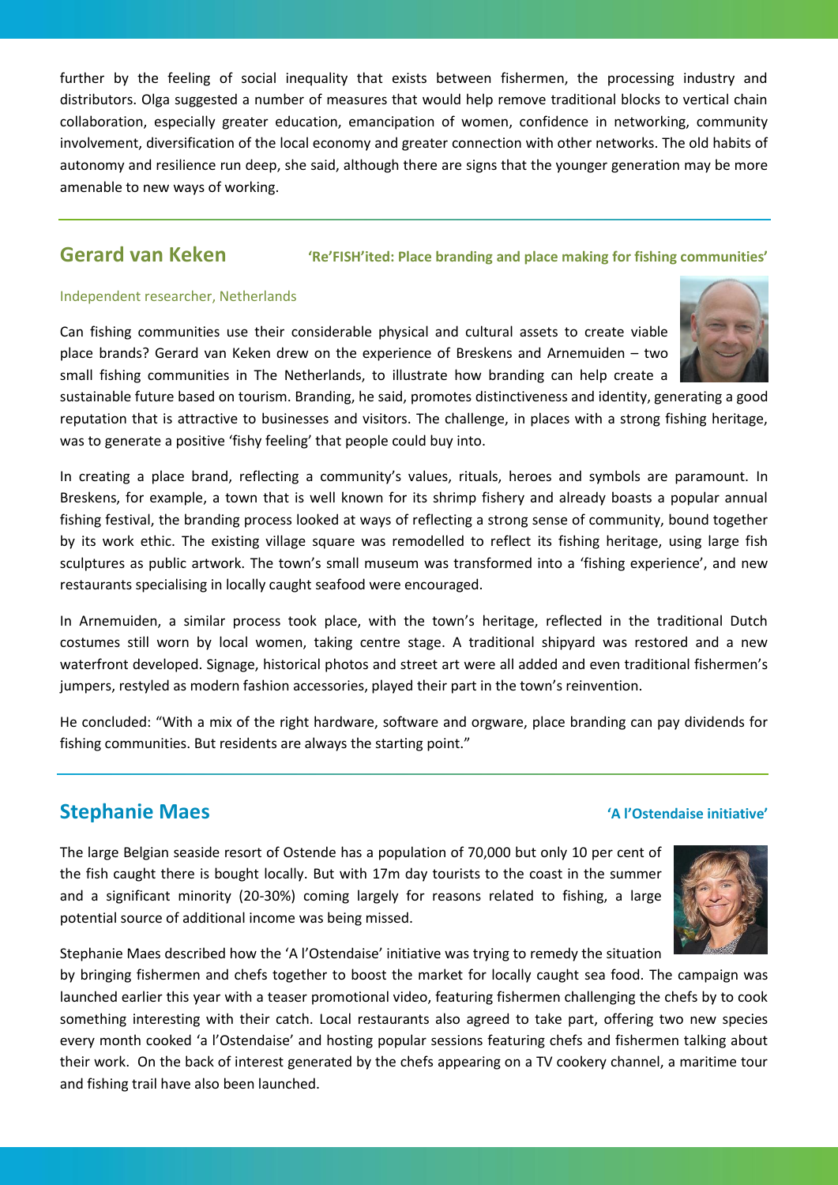further by the feeling of social inequality that exists between fishermen, the processing industry and distributors. Olga suggested a number of measures that would help remove traditional blocks to vertical chain collaboration, especially greater education, emancipation of women, confidence in networking, community involvement, diversification of the local economy and greater connection with other networks. The old habits of autonomy and resilience run deep, she said, although there are signs that the younger generation may be more amenable to new ways of working.

---

## Gerard van Keken

**'Re'FISH'ited: Place branding and place making for fishing communities'**

Independent researcher, Netherlands

Can fishing communities use their considerable physical and cultural assets to create viable place brands? Gerard van Keken drew on the experience of Breskens and Arnemuiden – two small fishing communities in The Netherlands, to illustrate how branding can help create a sustainable future based on tourism. Branding, he said, promotes distinctiveness and identity, generating a good reputation that is attractive to businesses and visitors. The challenge, in places with a strong fishing heritage, was to generate a positive 'fishy feeling' that people could buy into.

In creating a place brand, reflecting a community's values, rituals, heroes and symbols are paramount. In Breskens, for example, a town that is well known for its shrimp fishery and already boasts a popular annual fishing festival, the branding process looked at ways of reflecting a strong sense of community, bound together by its work ethic. The existing village square was remodelled to reflect its fishing heritage, using large fish sculptures as public artwork. The town's small museum was transformed into a 'fishing experience', and new restaurants specialising in locally caught seafood were encouraged.

In Arnemuiden, a similar process took place, with the town's heritage, reflected in the traditional Dutch costumes still worn by local women, taking centre stage. A traditional shipyard was restored and a new waterfront developed. Signage, historical photos and street art were all added and even traditional fishermen's jumpers, restyled as modern fashion accessories, played their part in the town's reinvention.

He concluded: "With a mix of the right hardware, software and orgware, place branding can pay dividends for fishing communities. But residents are always the starting point."

---

## Stephanie Maes

**'A l'Ostendaise initiative'**

The large Belgian seaside resort of Ostende has a population of 70,000 but only 10 per cent of the fish caught there is bought locally. But with 17m day tourists to the coast in the summer and a significant minority (20-30%) coming largely for reasons related to fishing, a large potential source of additional income was being missed.

Stephanie Maes described how the 'A l'Ostendaise' initiative was trying to remedy the situation by bringing fishermen and chefs together to boost the market for locally caught sea food. The campaign was launched earlier this year with a teaser promotional video, featuring fishermen challenging the chefs by to cook something interesting with their catch. Local restaurants also agreed to take part, offering two new species every month cooked 'a l'Ostendaise' and hosting popular sessions featuring chefs and fishermen talking about their work. On the back of interest generated by the chefs appearing on a TV cookery channel, a maritime tour and fishing trail have also been launched.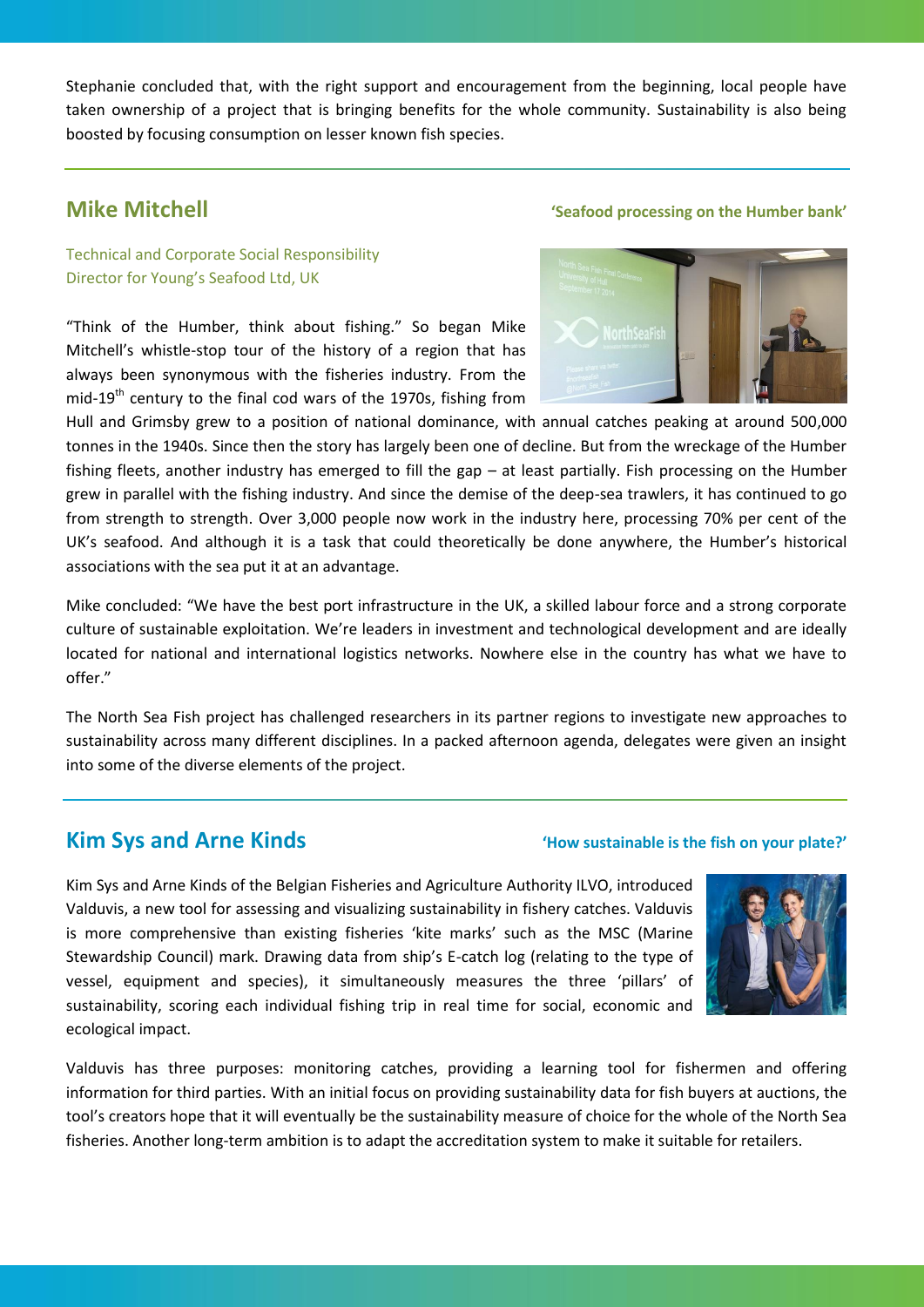Stephanie concluded that, with the right support and encouragement from the beginning, local people have taken ownership of a project that is bringing benefits for the whole community. Sustainability is also being boosted by focusing consumption on lesser known fish species.

## Mike Mitchell

**'Seafood processing on the Humber bank'**

Technical and Corporate Social Responsibility Director for Young's Seafood Ltd, UK

"Think of the Humber, think about fishing." So began Mike Mitchell's whistle-stop tour of the history of a region that has always been synonymous with the fisheries industry. From the mid-19th century to the final cod wars of the 1970s, fishing from Hull and Grimsby grew to a position of national dominance, with annual catches peaking at around 500,000 tonnes in the 1940s. Since then the story has largely been one of decline. But from the wreckage of the Humber fishing fleets, another industry has emerged to fill the gap – at least partially. Fish processing on the Humber grew in parallel with the fishing industry. And since the demise of the deep-sea trawlers, it has continued to go from strength to strength. Over 3,000 people now work in the industry here, processing 70% per cent of the UK's seafood. And although it is a task that could theoretically be done anywhere, the Humber's historical associations with the sea put it at an advantage.

Mike concluded: "We have the best port infrastructure in the UK, a skilled labour force and a strong corporate culture of sustainable exploitation. We're leaders in investment and technological development and are ideally located for national and international logistics networks. Nowhere else in the country has what we have to offer."

The North Sea Fish project has challenged researchers in its partner regions to investigate new approaches to sustainability across many different disciplines. In a packed afternoon agenda, delegates were given an insight into some of the diverse elements of the project.

## Kim Sys and Arne Kinds

**'How sustainable is the fish on your plate?'**

Kim Sys and Arne Kinds of the Belgian Fisheries and Agriculture Authority ILVO, introduced Valduvis, a new tool for assessing and visualizing sustainability in fishery catches. Valduvis is more comprehensive than existing fisheries 'kite marks' such as the MSC (Marine Stewardship Council) mark. Drawing data from ship's E-catch log (relating to the type of vessel, equipment and species), it simultaneously measures the three 'pillars' of sustainability, scoring each individual fishing trip in real time for social, economic and ecological impact.

Valduvis has three purposes: monitoring catches, providing a learning tool for fishermen and offering information for third parties. With an initial focus on providing sustainability data for fish buyers at auctions, the tool's creators hope that it will eventually be the sustainability measure of choice for the whole of the North Sea fisheries. Another long-term ambition is to adapt the accreditation system to make it suitable for retailers.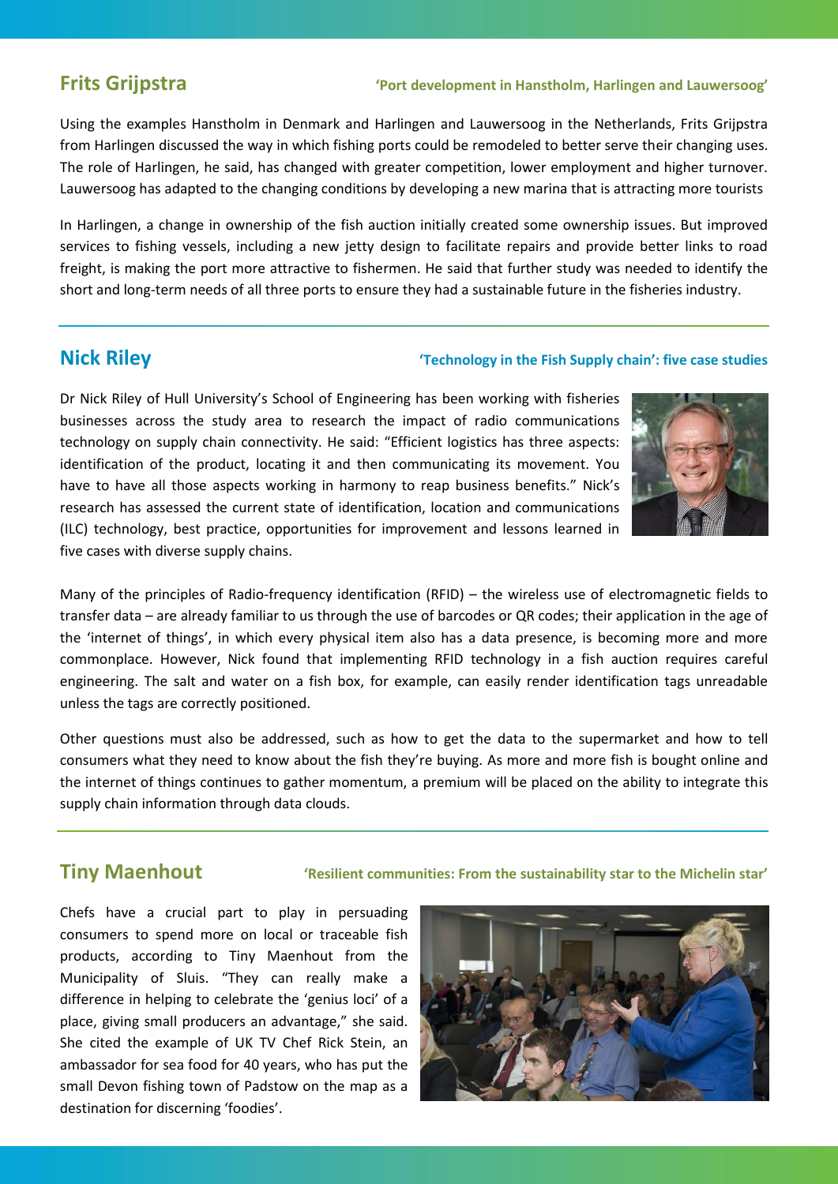## Frits Grijpstra

**'Port development in Hanstholm, Harlingen and Lauwersoog'**

Using the examples Hanstholm in Denmark and Harlingen and Lauwersoog in the Netherlands, Frits Grijpstra from Harlingen discussed the way in which fishing ports could be remodeled to better serve their changing uses. The role of Harlingen, he said, has changed with greater competition, lower employment and higher turnover. Lauwersoog has adapted to the changing conditions by developing a new marina that is attracting more tourists

In Harlingen, a change in ownership of the fish auction initially created some ownership issues. But improved services to fishing vessels, including a new jetty design to facilitate repairs and provide better links to road freight, is making the port more attractive to fishermen. He said that further study was needed to identify the short and long-term needs of all three ports to ensure they had a sustainable future in the fisheries industry.

## Nick Riley

**'Technology in the Fish Supply chain': five case studies**

Dr Nick Riley of Hull University's School of Engineering has been working with fisheries businesses across the study area to research the impact of radio communications technology on supply chain connectivity. He said: "Efficient logistics has three aspects: identification of the product, locating it and then communicating its movement. You have to have all those aspects working in harmony to reap business benefits." Nick's research has assessed the current state of identification, location and communications (ILC) technology, best practice, opportunities for improvement and lessons learned in five cases with diverse supply chains.

Many of the principles of Radio-frequency identification (RFID) – the wireless use of electromagnetic fields to transfer data – are already familiar to us through the use of barcodes or QR codes; their application in the age of the 'internet of things', in which every physical item also has a data presence, is becoming more and more commonplace. However, Nick found that implementing RFID technology in a fish auction requires careful engineering. The salt and water on a fish box, for example, can easily render identification tags unreadable unless the tags are correctly positioned.

Other questions must also be addressed, such as how to get the data to the supermarket and how to tell consumers what they need to know about the fish they're buying. As more and more fish is bought online and the internet of things continues to gather momentum, a premium will be placed on the ability to integrate this supply chain information through data clouds.

## Tiny Maenhout

**'Resilient communities: From the sustainability star to the Michelin star'**

Chefs have a crucial part to play in persuading consumers to spend more on local or traceable fish products, according to Tiny Maenhout from the Municipality of Sluis. "They can really make a difference in helping to celebrate the 'genius loci' of a place, giving small producers an advantage," she said. She cited the example of UK TV Chef Rick Stein, an ambassador for sea food for 40 years, who has put the small Devon fishing town of Padstow on the map as a destination for discerning 'foodies'.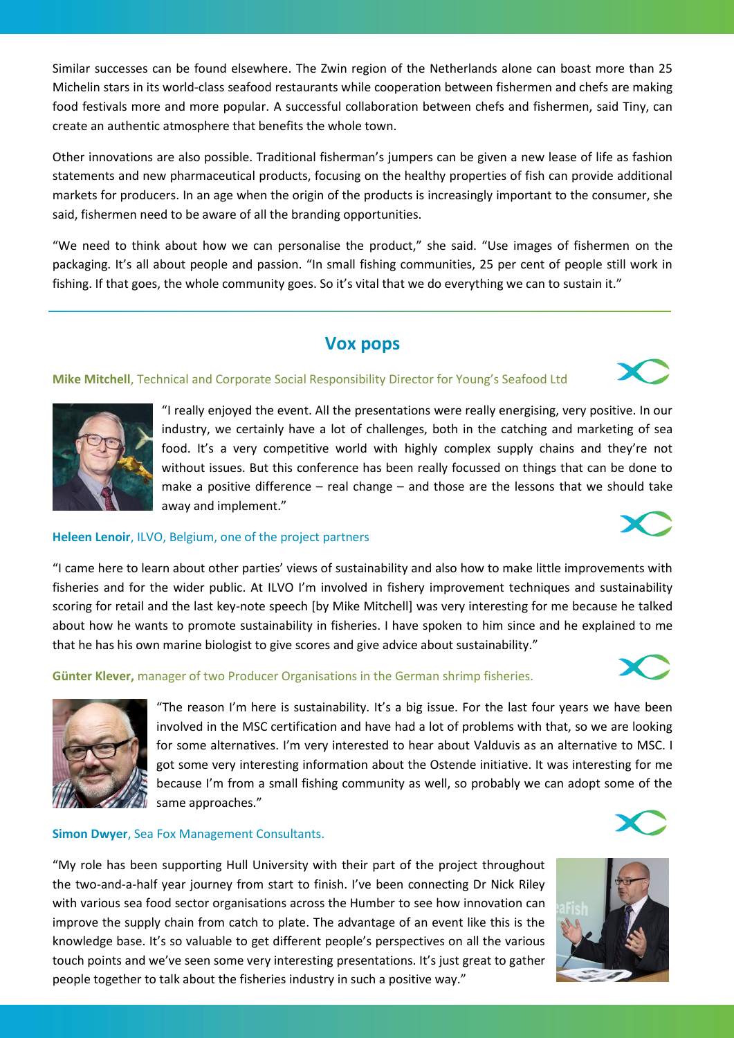Similar successes can be found elsewhere. The Zwin region of the Netherlands alone can boast more than 25 Michelin stars in its world-class seafood restaurants while cooperation between fishermen and chefs are making food festivals more and more popular. A successful collaboration between chefs and fishermen, said Tiny, can create an authentic atmosphere that benefits the whole town.

Other innovations are also possible. Traditional fisherman's jumpers can be given a new lease of life as fashion statements and new pharmaceutical products, focusing on the healthy properties of fish can provide additional markets for producers. In an age when the origin of the products is increasingly important to the consumer, she said, fishermen need to be aware of all the branding opportunities.

"We need to think about how we can personalise the product," she said. "Use images of fishermen on the packaging. It's all about people and passion. "In small fishing communities, 25 per cent of people still work in fishing. If that goes, the whole community goes. So it's vital that we do everything we can to sustain it."

## Vox pops

**Mike Mitchell**, Technical and Corporate Social Responsibility Director for Young's Seafood Ltd

"I really enjoyed the event. All the presentations were really energising, very positive. In our industry, we certainly have a lot of challenges, both in the catching and marketing of sea food. It's a very competitive world with highly complex supply chains and they're not without issues. But this conference has been really focussed on things that can be done to make a positive difference – real change – and those are the lessons that we should take away and implement."

**Heleen Lenoir**, ILVO, Belgium, one of the project partners

"I came here to learn about other parties' views of sustainability and also how to make little improvements with fisheries and for the wider public. At ILVO I'm involved in fishery improvement techniques and sustainability scoring for retail and the last key-note speech [by Mike Mitchell] was very interesting for me because he talked about how he wants to promote sustainability in fisheries. I have spoken to him since and he explained to me that he has his own marine biologist to give scores and give advice about sustainability."

**Günter Klever,** manager of two Producer Organisations in the German shrimp fisheries.

"The reason I'm here is sustainability. It's a big issue. For the last four years we have been involved in the MSC certification and have had a lot of problems with that, so we are looking for some alternatives. I'm very interested to hear about Valduvis as an alternative to MSC. I got some very interesting information about the Ostende initiative. It was interesting for me because I'm from a small fishing community as well, so probably we can adopt some of the same approaches."

**Simon Dwyer**, Sea Fox Management Consultants.

"My role has been supporting Hull University with their part of the project throughout the two-and-a-half year journey from start to finish. I've been connecting Dr Nick Riley with various sea food sector organisations across the Humber to see how innovation can improve the supply chain from catch to plate. The advantage of an event like this is the knowledge base. It's so valuable to get different people's perspectives on all the various touch points and we've seen some very interesting presentations. It's just great to gather people together to talk about the fisheries industry in such a positive way."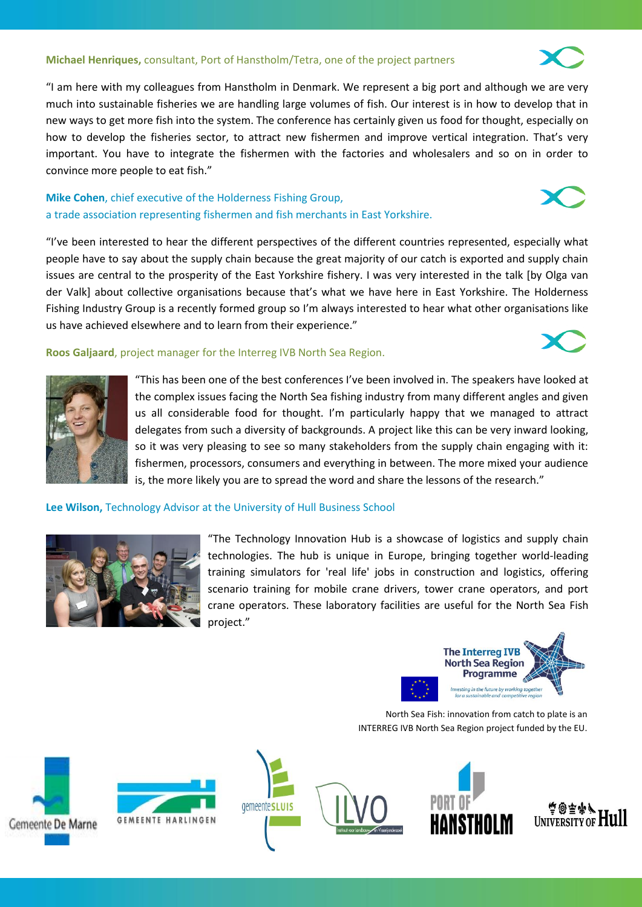**Michael Henriques,** consultant, Port of Hanstholm/Tetra, one of the project partners

"I am here with my colleagues from Hanstholm in Denmark. We represent a big port and although we are very much into sustainable fisheries we are handling large volumes of fish. Our interest is in how to develop that in new ways to get more fish into the system. The conference has certainly given us food for thought, especially on how to develop the fisheries sector, to attract new fishermen and improve vertical integration. That's very important. You have to integrate the fishermen with the factories and wholesalers and so on in order to convince more people to eat fish."

**Mike Cohen**, chief executive of the Holderness Fishing Group,
a trade association representing fishermen and fish merchants in East Yorkshire.

"I've been interested to hear the different perspectives of the different countries represented, especially what people have to say about the supply chain because the great majority of our catch is exported and supply chain issues are central to the prosperity of the East Yorkshire fishery. I was very interested in the talk [by Olga van der Valk] about collective organisations because that's what we have here in East Yorkshire. The Holderness Fishing Industry Group is a recently formed group so I'm always interested to hear what other organisations like us have achieved elsewhere and to learn from their experience."

**Roos Galjaard**, project manager for the Interreg IVB North Sea Region.

"This has been one of the best conferences I've been involved in. The speakers have looked at the complex issues facing the North Sea fishing industry from many different angles and given us all considerable food for thought. I'm particularly happy that we managed to attract delegates from such a diversity of backgrounds. A project like this can be very inward looking, so it was very pleasing to see so many stakeholders from the supply chain engaging with it: fishermen, processors, consumers and everything in between. The more mixed your audience is, the more likely you are to spread the word and share the lessons of the research."

**Lee Wilson,** Technology Advisor at the University of Hull Business School

"The Technology Innovation Hub is a showcase of logistics and supply chain technologies. The hub is unique in Europe, bringing together world-leading training simulators for 'real life' jobs in construction and logistics, offering scenario training for mobile crane drivers, tower crane operators, and port crane operators. These laboratory facilities are useful for the North Sea Fish project."

The Interreg IVB North Sea Region Programme
Investing in the future by working together for a sustainable and competitive region

North Sea Fish: innovation from catch to plate is an INTERREG IVB North Sea Region project funded by the EU.

Gemeente De Marne
GEMEENTE HARLINGEN
gemeente SLUIS
ILVO
PORT OF HANSTHOLM
UNIVERSITY OF Hull